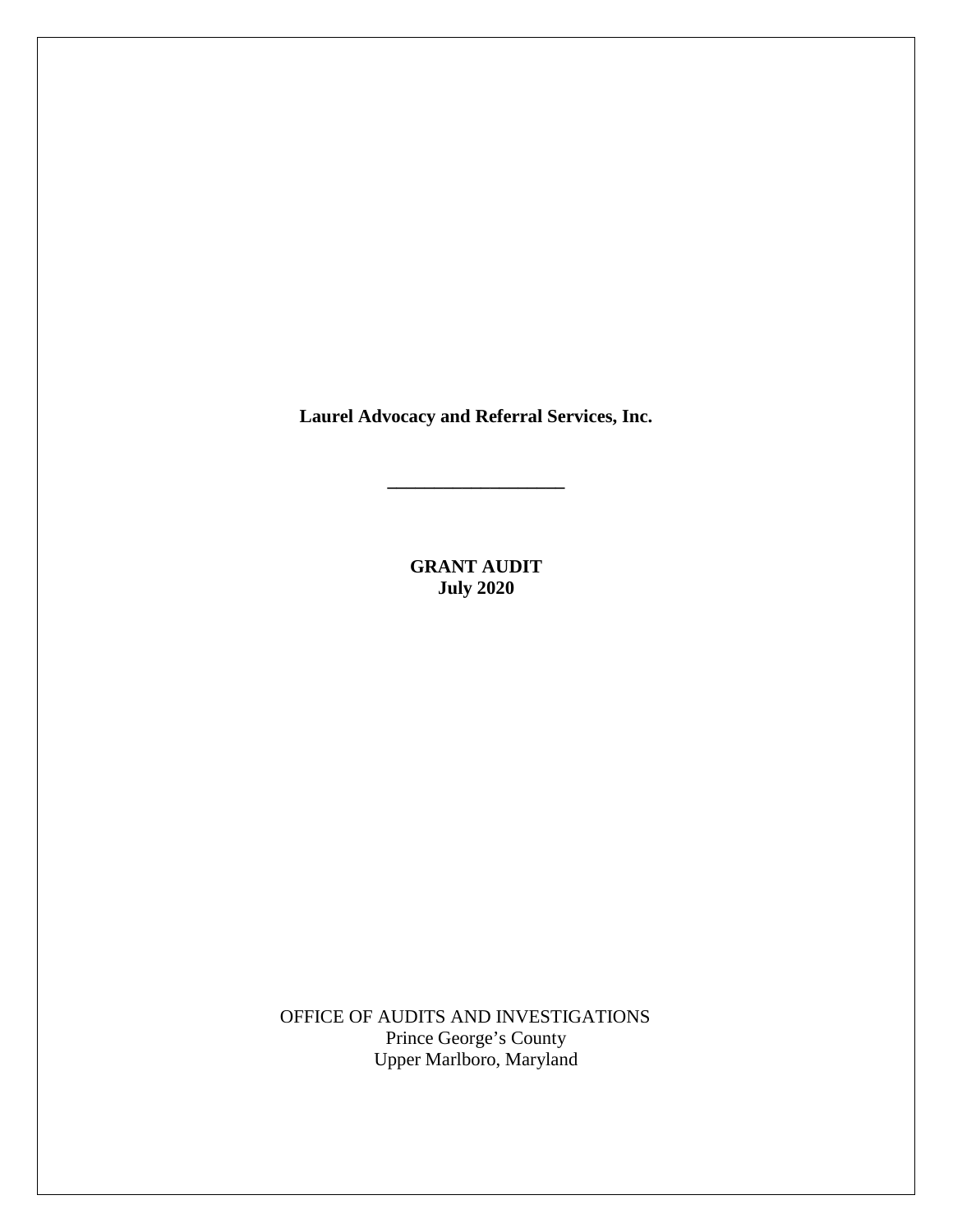**Laurel Advocacy and Referral Services, Inc.**

---

**GRANT AUDIT**
**July 2020**

OFFICE OF AUDITS AND INVESTIGATIONS
Prince George's County
Upper Marlboro, Maryland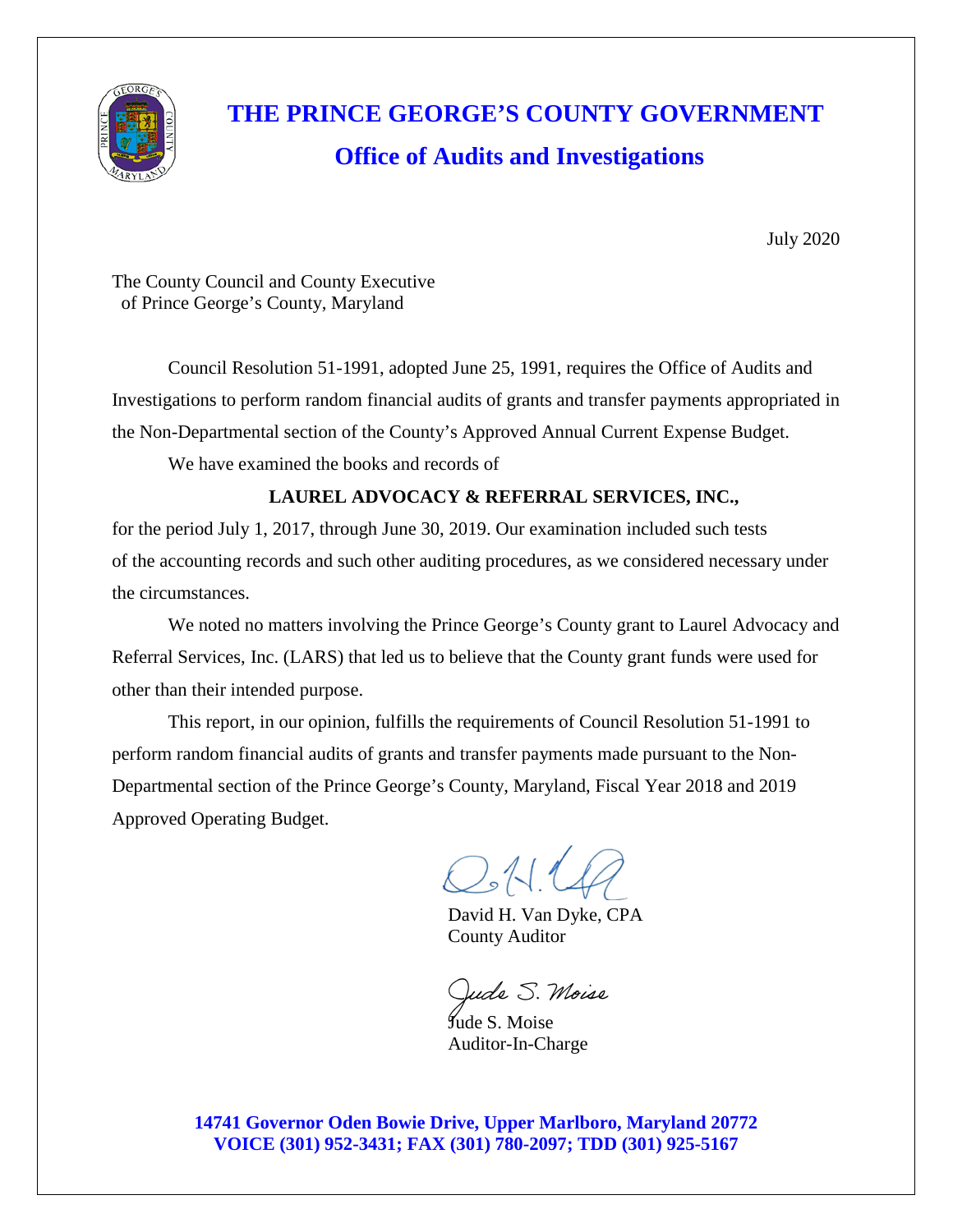# THE PRINCE GEORGE'S COUNTY GOVERNMENT

## Office of Audits and Investigations

July 2020

The County Council and County Executive
of Prince George's County, Maryland

Council Resolution 51-1991, adopted June 25, 1991, requires the Office of Audits and Investigations to perform random financial audits of grants and transfer payments appropriated in the Non-Departmental section of the County's Approved Annual Current Expense Budget.

We have examined the books and records of

**LAUREL ADVOCACY & REFERRAL SERVICES, INC.,**

for the period July 1, 2017, through June 30, 2019. Our examination included such tests of the accounting records and such other auditing procedures, as we considered necessary under the circumstances.

We noted no matters involving the Prince George's County grant to Laurel Advocacy and Referral Services, Inc. (LARS) that led us to believe that the County grant funds were used for other than their intended purpose.

This report, in our opinion, fulfills the requirements of Council Resolution 51-1991 to perform random financial audits of grants and transfer payments made pursuant to the Non-Departmental section of the Prince George's County, Maryland, Fiscal Year 2018 and 2019 Approved Operating Budget.

David H. Van Dyke, CPA
County Auditor

Jude S. Moise
Auditor-In-Charge

**14741 Governor Oden Bowie Drive, Upper Marlboro, Maryland 20772**
**VOICE (301) 952-3431; FAX (301) 780-2097; TDD (301) 925-5167**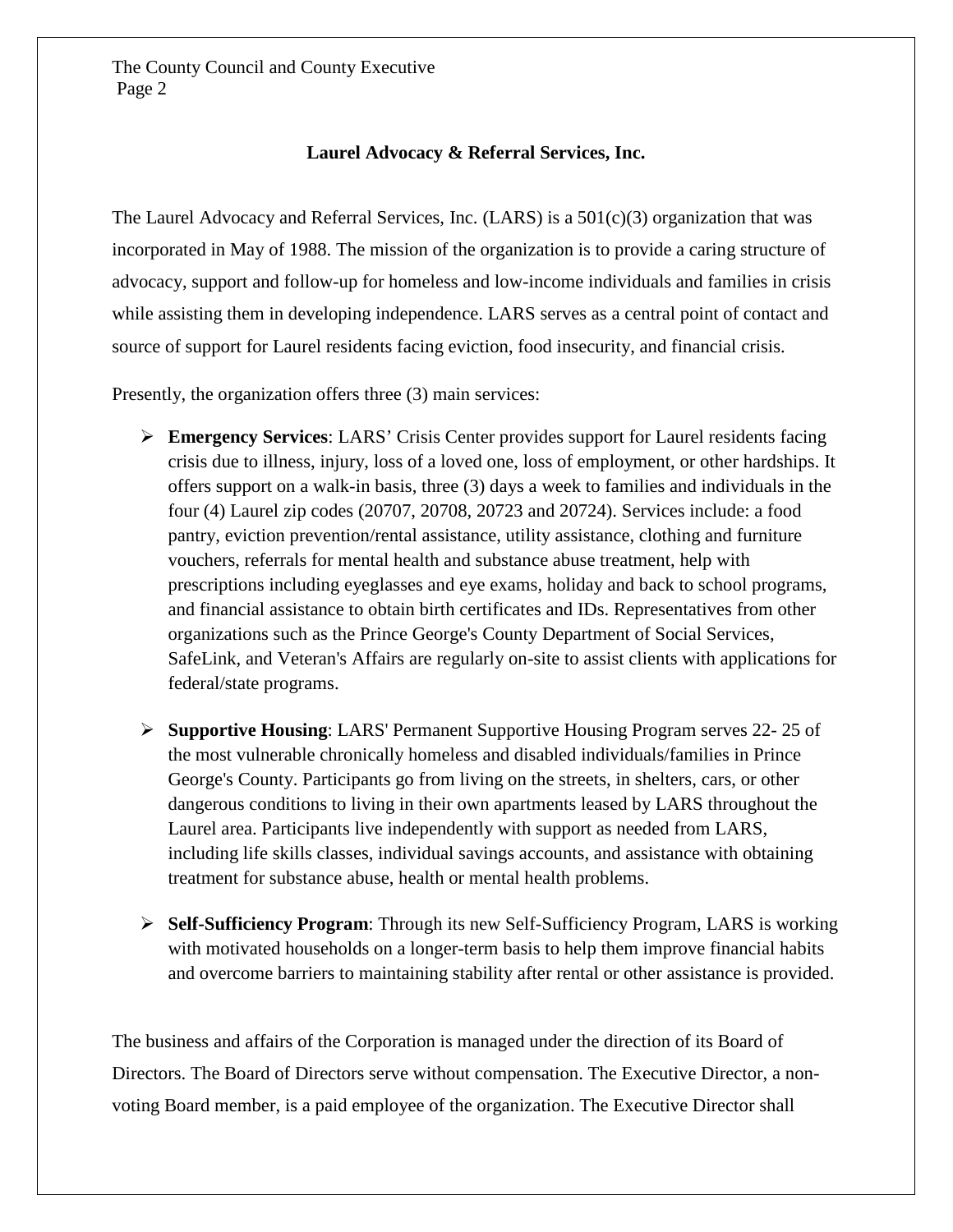**Laurel Advocacy & Referral Services, Inc.**

The Laurel Advocacy and Referral Services, Inc. (LARS) is a 501(c)(3) organization that was incorporated in May of 1988. The mission of the organization is to provide a caring structure of advocacy, support and follow-up for homeless and low-income individuals and families in crisis while assisting them in developing independence. LARS serves as a central point of contact and source of support for Laurel residents facing eviction, food insecurity, and financial crisis.

Presently, the organization offers three (3) main services:

- **Emergency Services**: LARS' Crisis Center provides support for Laurel residents facing crisis due to illness, injury, loss of a loved one, loss of employment, or other hardships. It offers support on a walk-in basis, three (3) days a week to families and individuals in the four (4) Laurel zip codes (20707, 20708, 20723 and 20724). Services include: a food pantry, eviction prevention/rental assistance, utility assistance, clothing and furniture vouchers, referrals for mental health and substance abuse treatment, help with prescriptions including eyeglasses and eye exams, holiday and back to school programs, and financial assistance to obtain birth certificates and IDs. Representatives from other organizations such as the Prince George's County Department of Social Services, SafeLink, and Veteran's Affairs are regularly on-site to assist clients with applications for federal/state programs.
- **Supportive Housing**: LARS' Permanent Supportive Housing Program serves 22- 25 of the most vulnerable chronically homeless and disabled individuals/families in Prince George's County. Participants go from living on the streets, in shelters, cars, or other dangerous conditions to living in their own apartments leased by LARS throughout the Laurel area. Participants live independently with support as needed from LARS, including life skills classes, individual savings accounts, and assistance with obtaining treatment for substance abuse, health or mental health problems.
- **Self-Sufficiency Program**: Through its new Self-Sufficiency Program, LARS is working with motivated households on a longer-term basis to help them improve financial habits and overcome barriers to maintaining stability after rental or other assistance is provided.

The business and affairs of the Corporation is managed under the direction of its Board of Directors. The Board of Directors serve without compensation. The Executive Director, a non-voting Board member, is a paid employee of the organization. The Executive Director shall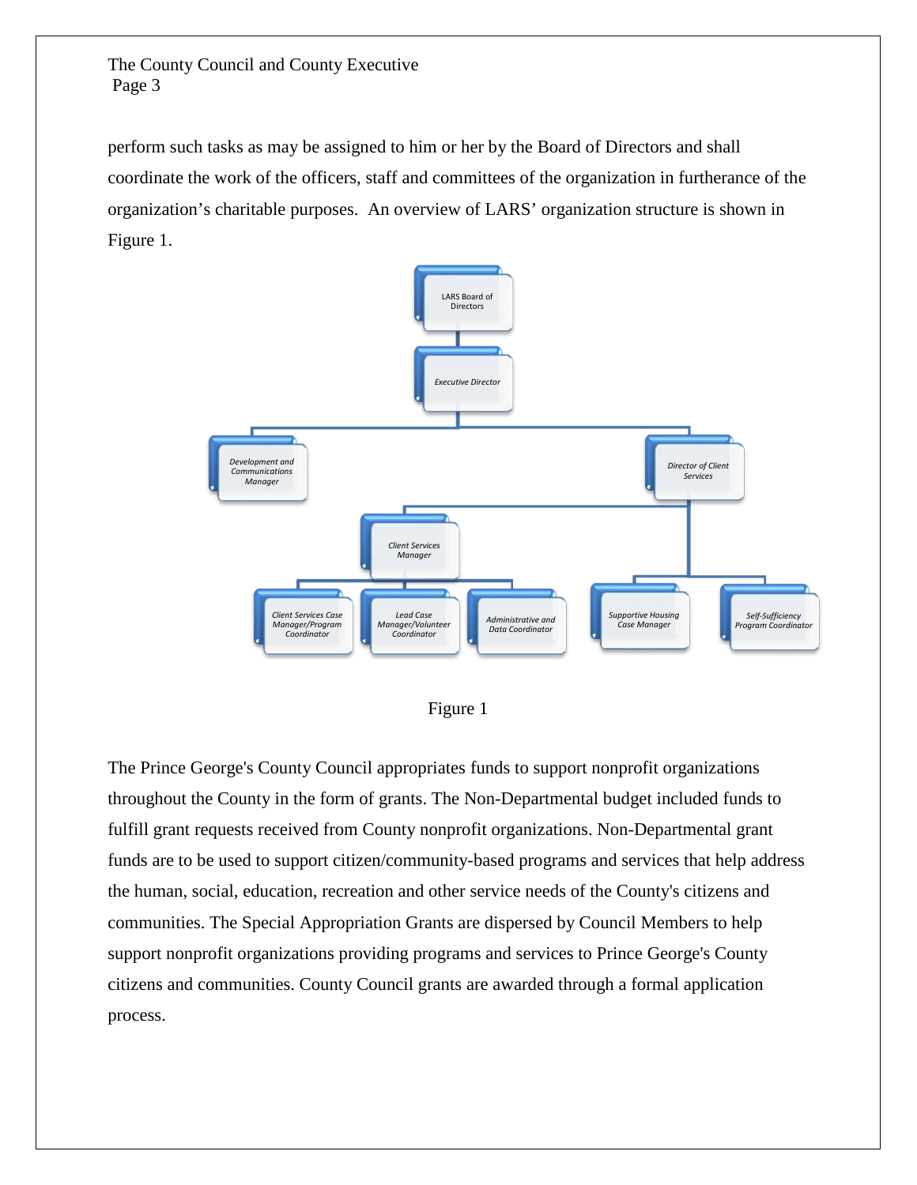perform such tasks as may be assigned to him or her by the Board of Directors and shall coordinate the work of the officers, staff and committees of the organization in furtherance of the organization's charitable purposes. An overview of LARS' organization structure is shown in Figure 1.

- LARS Board of Directors
  - *Executive Director*
    - *Development and Communications Manager*
    - *Director of Client Services*
      - *Client Services Manager*
        - *Client Services Case Manager/Program Coordinator*
        - *Lead Case Manager/Volunteer Coordinator*
        - *Administrative and Data Coordinator*
      - *Supportive Housing Case Manager*
      - *Self-Sufficiency Program Coordinator*

Figure 1

The Prince George's County Council appropriates funds to support nonprofit organizations throughout the County in the form of grants. The Non-Departmental budget included funds to fulfill grant requests received from County nonprofit organizations. Non-Departmental grant funds are to be used to support citizen/community-based programs and services that help address the human, social, education, recreation and other service needs of the County's citizens and communities. The Special Appropriation Grants are dispersed by Council Members to help support nonprofit organizations providing programs and services to Prince George's County citizens and communities. County Council grants are awarded through a formal application process.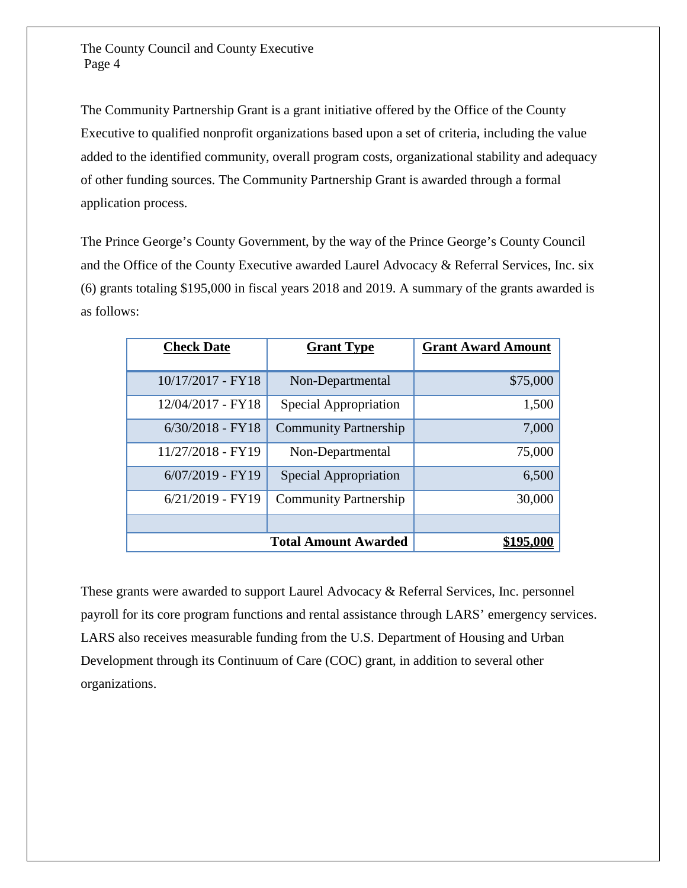The Community Partnership Grant is a grant initiative offered by the Office of the County Executive to qualified nonprofit organizations based upon a set of criteria, including the value added to the identified community, overall program costs, organizational stability and adequacy of other funding sources. The Community Partnership Grant is awarded through a formal application process.

The Prince George's County Government, by the way of the Prince George's County Council and the Office of the County Executive awarded Laurel Advocacy & Referral Services, Inc. six (6) grants totaling $195,000 in fiscal years 2018 and 2019. A summary of the grants awarded is as follows:

| Check Date | Grant Type | Grant Award Amount |
|---|---|---|
| 10/17/2017 - FY18 | Non-Departmental | $75,000 |
| 12/04/2017 - FY18 | Special Appropriation | 1,500 |
| 6/30/2018 - FY18 | Community Partnership | 7,000 |
| 11/27/2018 - FY19 | Non-Departmental | 75,000 |
| 6/07/2019 - FY19 | Special Appropriation | 6,500 |
| 6/21/2019 - FY19 | Community Partnership | 30,000 |
| | | |
| | **Total Amount Awarded** | **$195,000** |

These grants were awarded to support Laurel Advocacy & Referral Services, Inc. personnel payroll for its core program functions and rental assistance through LARS' emergency services. LARS also receives measurable funding from the U.S. Department of Housing and Urban Development through its Continuum of Care (COC) grant, in addition to several other organizations.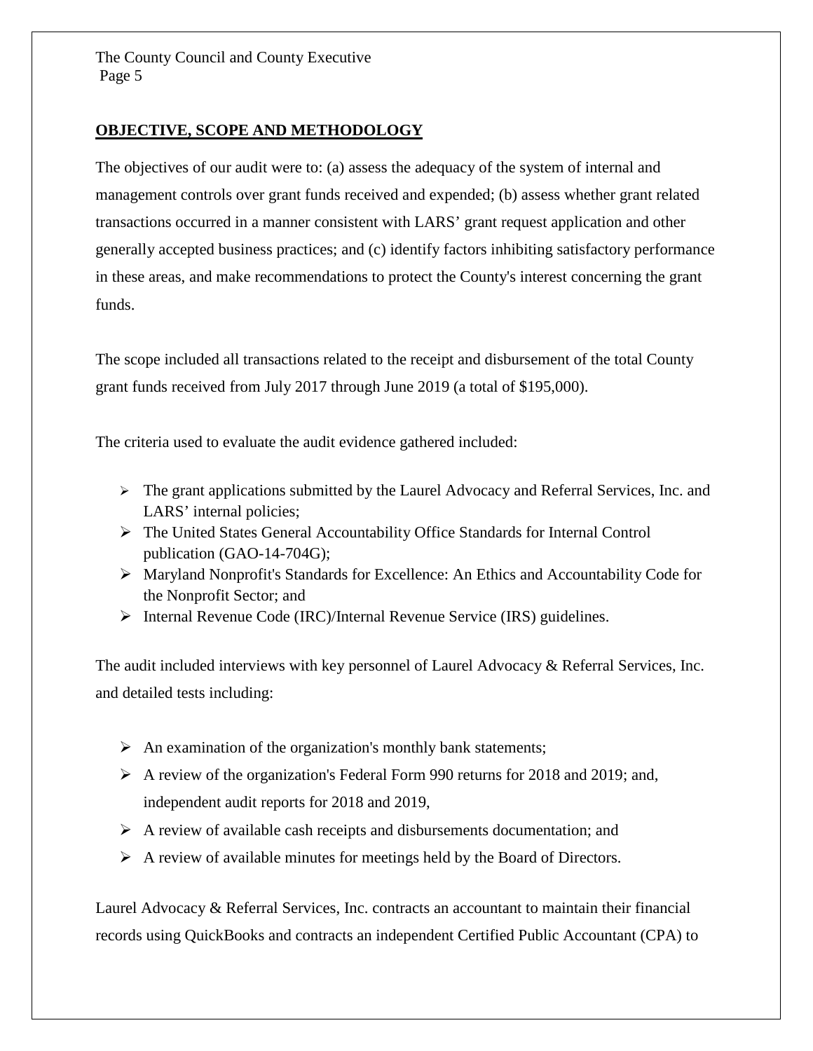## OBJECTIVE, SCOPE AND METHODOLOGY

The objectives of our audit were to: (a) assess the adequacy of the system of internal and management controls over grant funds received and expended; (b) assess whether grant related transactions occurred in a manner consistent with LARS' grant request application and other generally accepted business practices; and (c) identify factors inhibiting satisfactory performance in these areas, and make recommendations to protect the County's interest concerning the grant funds.

The scope included all transactions related to the receipt and disbursement of the total County grant funds received from July 2017 through June 2019 (a total of $195,000).

The criteria used to evaluate the audit evidence gathered included:

- The grant applications submitted by the Laurel Advocacy and Referral Services, Inc. and LARS' internal policies;
- The United States General Accountability Office Standards for Internal Control publication (GAO-14-704G);
- Maryland Nonprofit's Standards for Excellence: An Ethics and Accountability Code for the Nonprofit Sector; and
- Internal Revenue Code (IRC)/Internal Revenue Service (IRS) guidelines.

The audit included interviews with key personnel of Laurel Advocacy & Referral Services, Inc. and detailed tests including:

- An examination of the organization's monthly bank statements;
- A review of the organization's Federal Form 990 returns for 2018 and 2019; and, independent audit reports for 2018 and 2019,
- A review of available cash receipts and disbursements documentation; and
- A review of available minutes for meetings held by the Board of Directors.

Laurel Advocacy & Referral Services, Inc. contracts an accountant to maintain their financial records using QuickBooks and contracts an independent Certified Public Accountant (CPA) to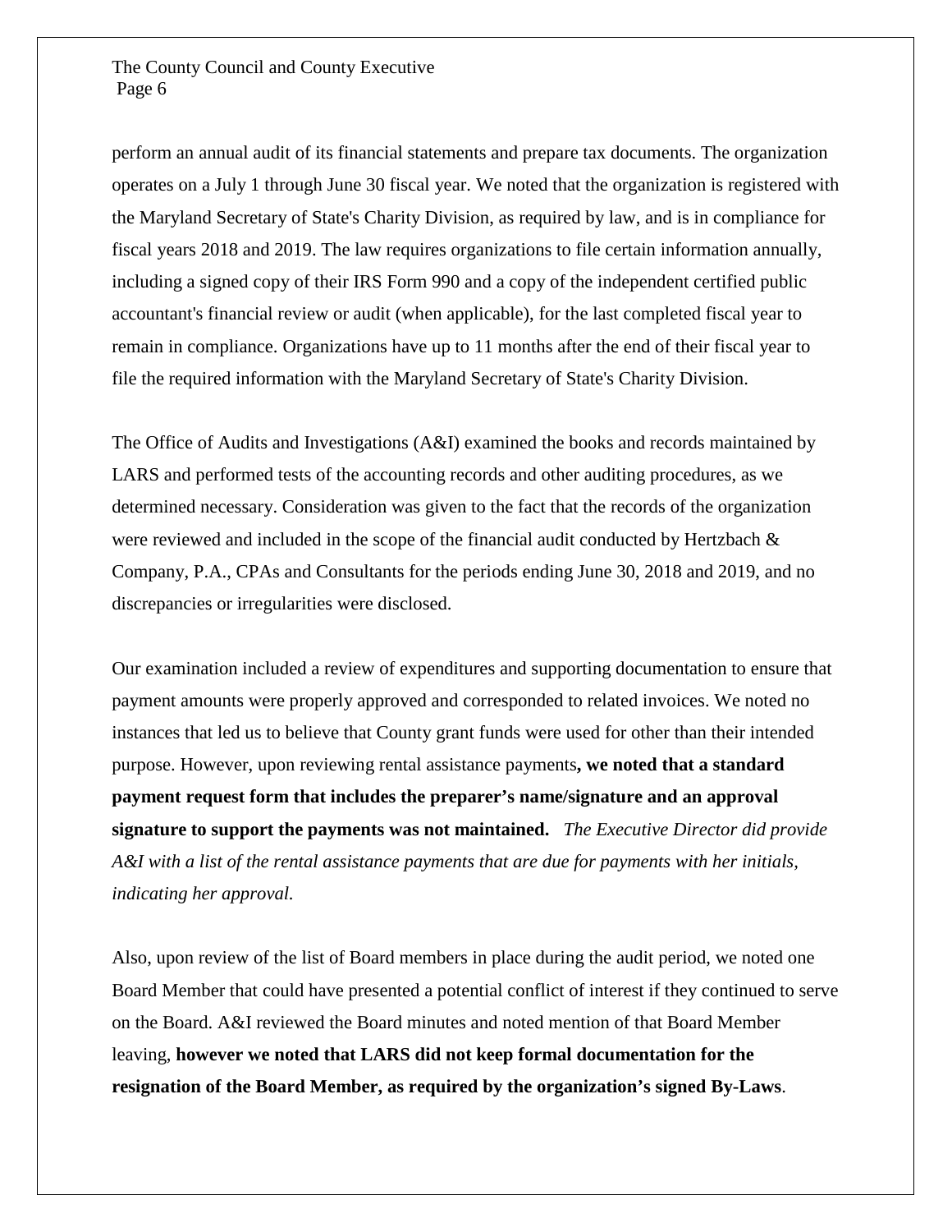perform an annual audit of its financial statements and prepare tax documents. The organization operates on a July 1 through June 30 fiscal year. We noted that the organization is registered with the Maryland Secretary of State's Charity Division, as required by law, and is in compliance for fiscal years 2018 and 2019. The law requires organizations to file certain information annually, including a signed copy of their IRS Form 990 and a copy of the independent certified public accountant's financial review or audit (when applicable), for the last completed fiscal year to remain in compliance. Organizations have up to 11 months after the end of their fiscal year to file the required information with the Maryland Secretary of State's Charity Division.

The Office of Audits and Investigations (A&I) examined the books and records maintained by LARS and performed tests of the accounting records and other auditing procedures, as we determined necessary. Consideration was given to the fact that the records of the organization were reviewed and included in the scope of the financial audit conducted by Hertzbach & Company, P.A., CPAs and Consultants for the periods ending June 30, 2018 and 2019, and no discrepancies or irregularities were disclosed.

Our examination included a review of expenditures and supporting documentation to ensure that payment amounts were properly approved and corresponded to related invoices. We noted no instances that led us to believe that County grant funds were used for other than their intended purpose. However, upon reviewing rental assistance payments**, we noted that a standard payment request form that includes the preparer's name/signature and an approval signature to support the payments was not maintained.** *The Executive Director did provide A&I with a list of the rental assistance payments that are due for payments with her initials, indicating her approval.*

Also, upon review of the list of Board members in place during the audit period, we noted one Board Member that could have presented a potential conflict of interest if they continued to serve on the Board. A&I reviewed the Board minutes and noted mention of that Board Member leaving, **however we noted that LARS did not keep formal documentation for the resignation of the Board Member, as required by the organization's signed By-Laws**.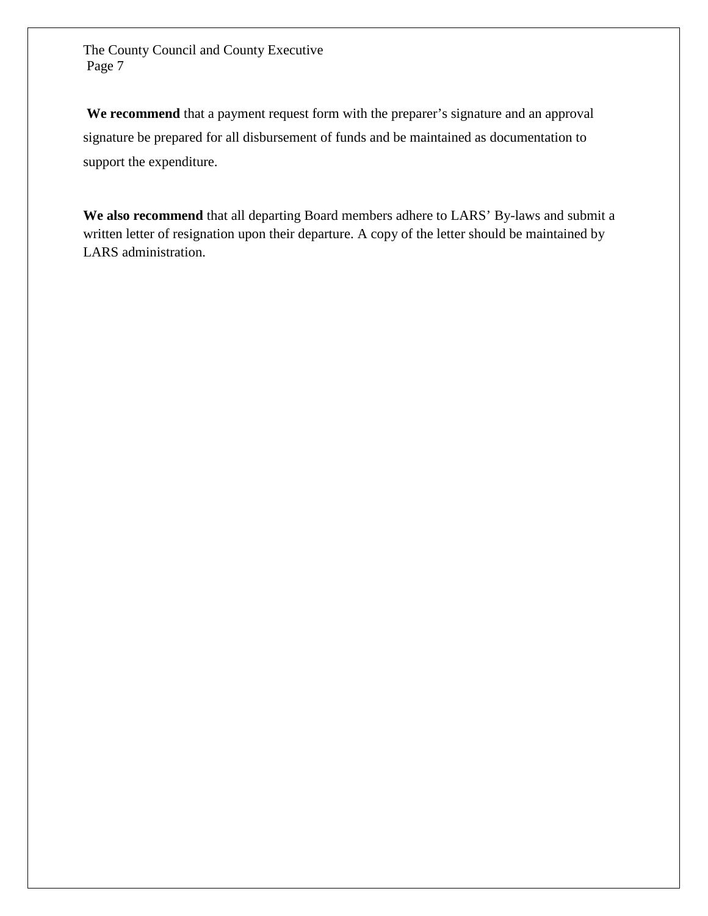**We recommend** that a payment request form with the preparer's signature and an approval signature be prepared for all disbursement of funds and be maintained as documentation to support the expenditure.

**We also recommend** that all departing Board members adhere to LARS' By-laws and submit a written letter of resignation upon their departure. A copy of the letter should be maintained by LARS administration.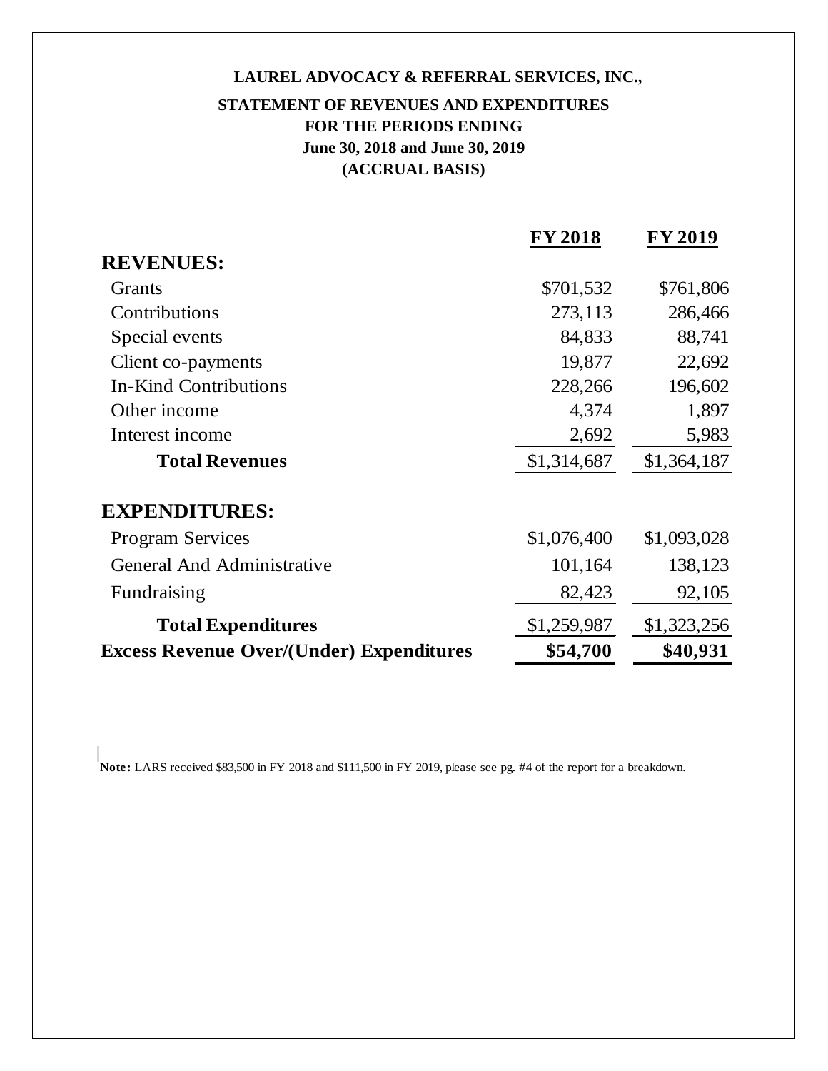**LAUREL ADVOCACY & REFERRAL SERVICES, INC.,**

**STATEMENT OF REVENUES AND EXPENDITURES**
**FOR THE PERIODS ENDING**
**June 30, 2018 and June 30, 2019**
**(ACCRUAL BASIS)**

| | FY 2018 | FY 2019 |
|---|---|---|
| **REVENUES:** | | |
| Grants | $701,532 | $761,806 |
| Contributions | 273,113 | 286,466 |
| Special events | 84,833 | 88,741 |
| Client co-payments | 19,877 | 22,692 |
| In-Kind Contributions | 228,266 | 196,602 |
| Other income | 4,374 | 1,897 |
| Interest income | 2,692 | 5,983 |
| **Total Revenues** | $1,314,687 | $1,364,187 |
| **EXPENDITURES:** | | |
| Program Services | $1,076,400 | $1,093,028 |
| General And Administrative | 101,164 | 138,123 |
| Fundraising | 82,423 | 92,105 |
| **Total Expenditures** | $1,259,987 | $1,323,256 |
| **Excess Revenue Over/(Under) Expenditures** | **$54,700** | **$40,931** |

**Note:** LARS received $83,500 in FY 2018 and $111,500 in FY 2019, please see pg. #4 of the report for a breakdown.